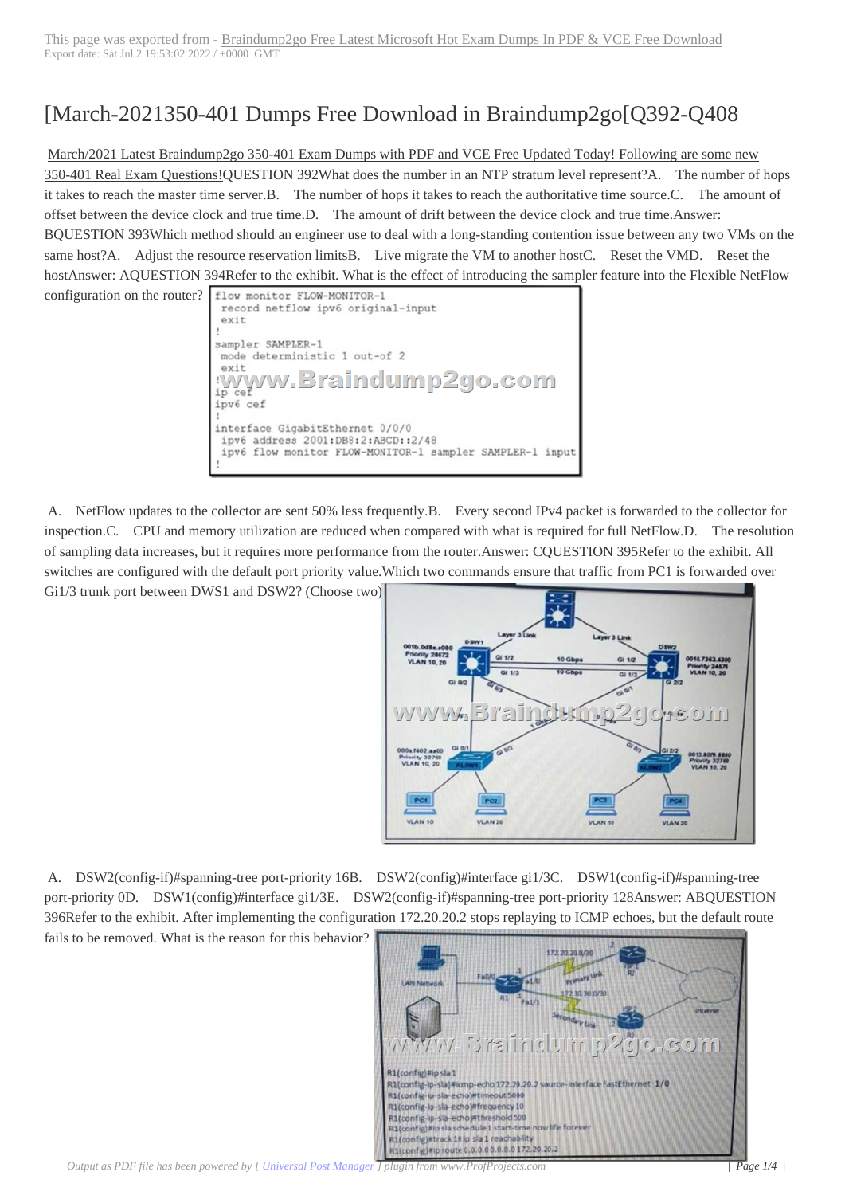This page was exported from - Braindump2go Free Latest Microsoft Hot Exam Dumps In PDF & VCE Free Download
Export date: Sat Jul 2 19:53:02 2022 / +0000 GMT

# [March-2021350-401 Dumps Free Download in Braindump2go[Q392-Q408

March/2021 Latest Braindump2go 350-401 Exam Dumps with PDF and VCE Free Updated Today! Following are some new 350-401 Real Exam Questions!QUESTION 392What does the number in an NTP stratum level represent?A. The number of hops it takes to reach the master time server.B. The number of hops it takes to reach the authoritative time source.C. The amount of offset between the device clock and true time.D. The amount of drift between the device clock and true time.Answer: BQUESTION 393Which method should an engineer use to deal with a long-standing contention issue between any two VMs on the same host?A. Adjust the resource reservation limitsB. Live migrate the VM to another hostC. Reset the VMD. Reset the hostAnswer: AQUESTION 394Refer to the exhibit. What is the effect of introducing the sampler feature into the Flexible NetFlow configuration on the router?

```
flow monitor FLOW-MONITOR-1
 record netflow ipv6 original-input
 exit
!
sampler SAMPLER-1
 mode deterministic 1 out-of 2
 exit
!
ip cef
ipv6 cef
!
interface GigabitEthernet 0/0/0
 ipv6 address 2001:DB8:2:ABCD::2/48
 ipv6 flow monitor FLOW-MONITOR-1 sampler SAMPLER-1 input
!
```

A. NetFlow updates to the collector are sent 50% less frequently.B. Every second IPv4 packet is forwarded to the collector for inspection.C. CPU and memory utilization are reduced when compared with what is required for full NetFlow.D. The resolution of sampling data increases, but it requires more performance from the router.Answer: CQUESTION 395Refer to the exhibit. All switches are configured with the default port priority value.Which two commands ensure that traffic from PC1 is forwarded over Gi1/3 trunk port between DWS1 and DSW2? (Choose two)

A. DSW2(config-if)#spanning-tree port-priority 16B. DSW2(config)#interface gi1/3C. DSW1(config-if)#spanning-tree port-priority 0D. DSW1(config)#interface gi1/3E. DSW2(config-if)#spanning-tree port-priority 128Answer: ABQUESTION 396Refer to the exhibit. After implementing the configuration 172.20.20.2 stops replaying to ICMP echoes, but the default route fails to be removed. What is the reason for this behavior?

```
R1(config)#ip sla 1
R1(config-ip-sla)#icmp-echo 172.20.20.2 source-interface FastEthernet 1/0
R1(config-ip-sla-echo)#timeout 5000
R1(config-ip-sla-echo)#frequency 10
R1(config-ip-sla-echo)#threshold 500
R1(config)#ip sla schedule 1 start-time now life forever
R1(config)#track 10 ip sla 1 reachability
R1(config)#ip route 0.0.0.0 0.0.0.0 172.20.20.2
```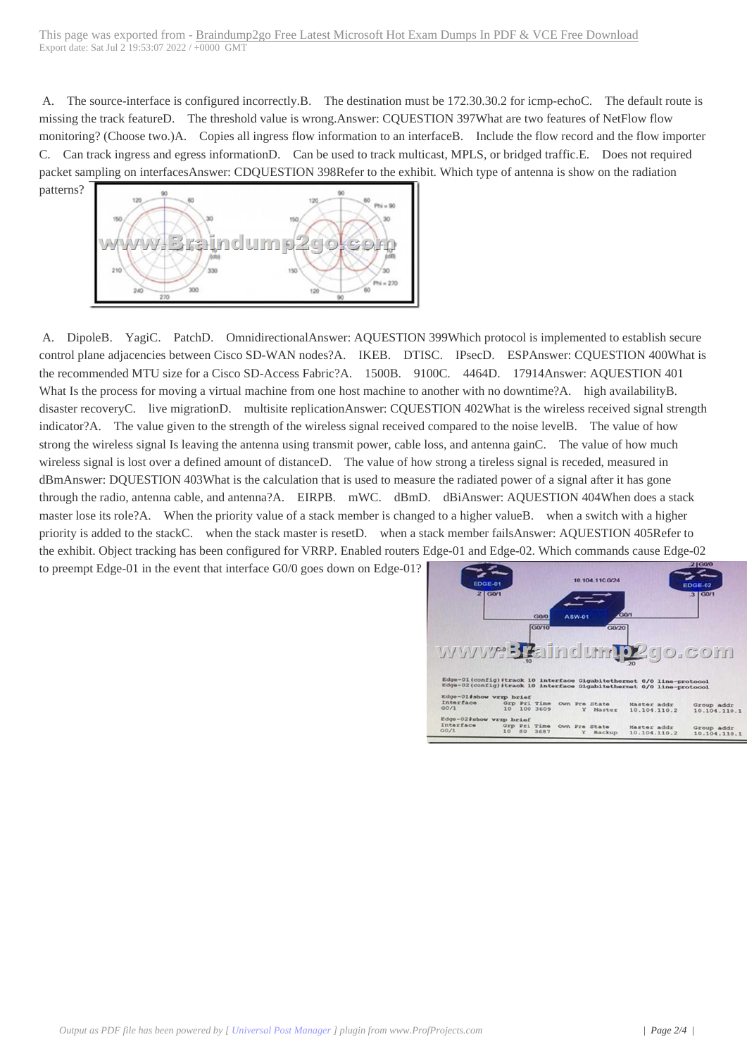A. The source-interface is configured incorrectly.B. The destination must be 172.30.30.2 for icmp-echoC. The default route is missing the track featureD. The threshold value is wrong.Answer: CQUESTION 397What are two features of NetFlow flow monitoring? (Choose two.)A. Copies all ingress flow information to an interfaceB. Include the flow record and the flow importer C. Can track ingress and egress informationD. Can be used to track multicast, MPLS, or bridged traffic.E. Does not required packet sampling on interfacesAnswer: CDQUESTION 398Refer to the exhibit. Which type of antenna is show on the radiation patterns?

A. DipoleB. YagiC. PatchD. OmnidirectionalAnswer: AQUESTION 399Which protocol is implemented to establish secure control plane adjacencies between Cisco SD-WAN nodes?A. IKEB. DTISC. IPsecD. ESPAnswer: CQUESTION 400What is the recommended MTU size for a Cisco SD-Access Fabric?A. 1500B. 9100C. 4464D. 17914Answer: AQUESTION 401 What Is the process for moving a virtual machine from one host machine to another with no downtime?A. high availabilityB. disaster recoveryC. live migrationD. multisite replicationAnswer: CQUESTION 402What is the wireless received signal strength indicator?A. The value given to the strength of the wireless signal received compared to the noise levelB. The value of how strong the wireless signal Is leaving the antenna using transmit power, cable loss, and antenna gainC. The value of how much wireless signal is lost over a defined amount of distanceD. The value of how strong a tireless signal is receded, measured in dBmAnswer: DQUESTION 403What is the calculation that is used to measure the radiated power of a signal after it has gone through the radio, antenna cable, and antenna?A. EIRPB. mWC. dBmD. dBiAnswer: AQUESTION 404When does a stack master lose its role?A. When the priority value of a stack member is changed to a higher valueB. when a switch with a higher priority is added to the stackC. when the stack master is resetD. when a stack member failsAnswer: AQUESTION 405Refer to the exhibit. Object tracking has been configured for VRRP. Enabled routers Edge-01 and Edge-02. Which commands cause Edge-02 to preempt Edge-01 in the event that interface G0/0 goes down on Edge-01?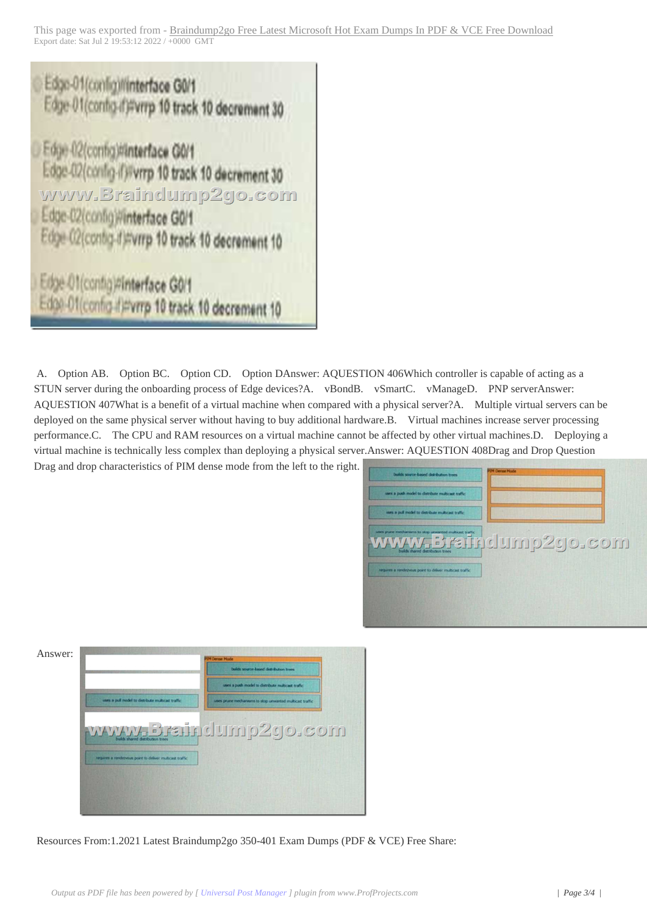A. Option A
B. Option B
C. Option C
D. Option D

Answer: A

QUESTION 406
Which controller is capable of acting as a STUN server during the onboarding process of Edge devices?

A. vBond
B. vSmart
C. vManage
D. PNP server

Answer: A

QUESTION 407
What is a benefit of a virtual machine when compared with a physical server?

A. Multiple virtual servers can be deployed on the same physical server without having to buy additional hardware.
B. Virtual machines increase server processing performance.
C. The CPU and RAM resources on a virtual machine cannot be affected by other virtual machines.
D. Deploying a virtual machine is technically less complex than deploying a physical server.

Answer: A

QUESTION 408
Drag and Drop Question
Drag and drop characteristics of PIM dense mode from the left to the right.

Answer:

Resources From:1.2021 Latest Braindump2go 350-401 Exam Dumps (PDF & VCE) Free Share: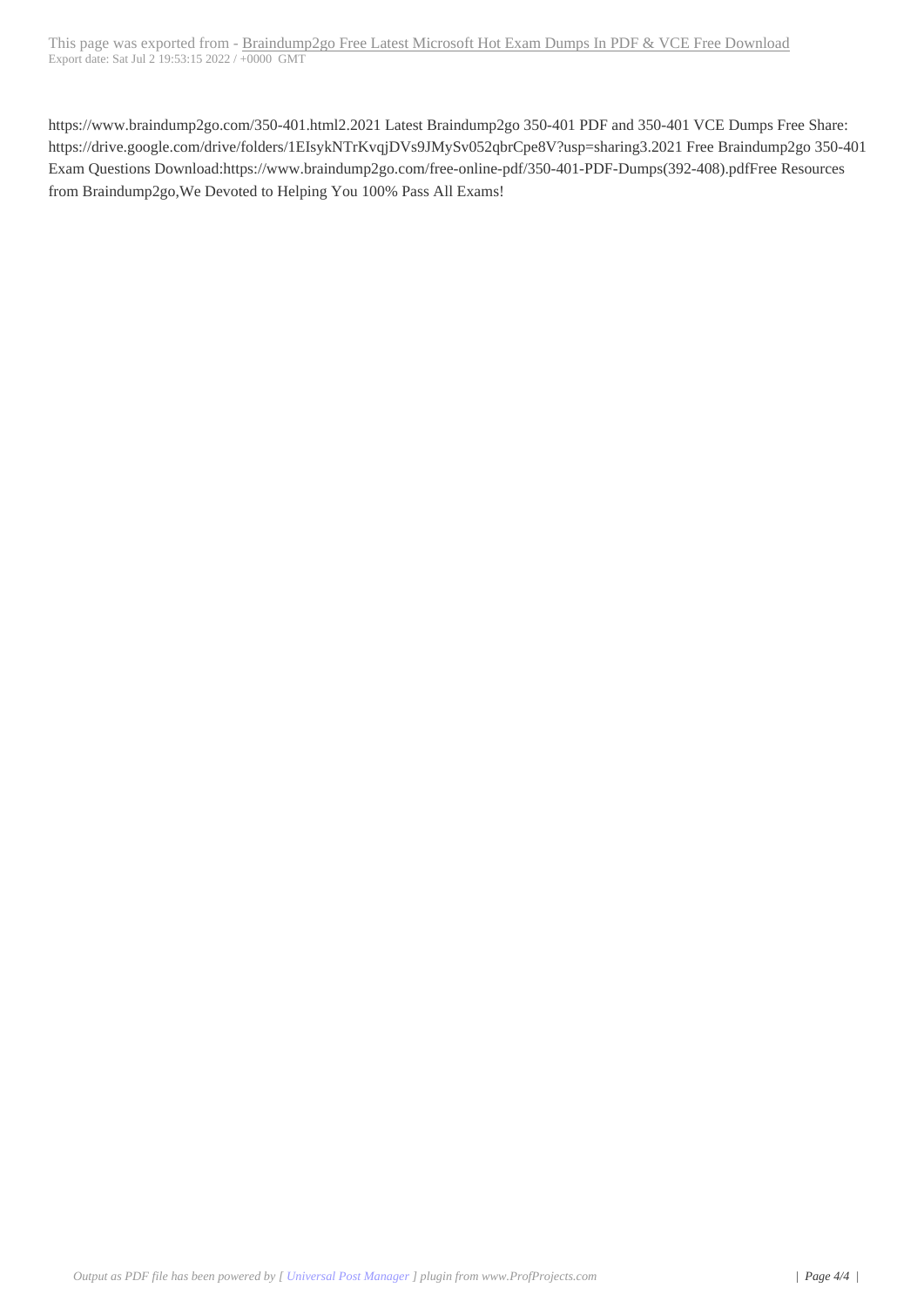https://www.braindump2go.com/350-401.html2.2021 Latest Braindump2go 350-401 PDF and 350-401 VCE Dumps Free Share: https://drive.google.com/drive/folders/1EIsykNTrKvqjDVs9JMySv052qbrCpe8V?usp=sharing3.2021 Free Braindump2go 350-401 Exam Questions Download:https://www.braindump2go.com/free-online-pdf/350-401-PDF-Dumps(392-408).pdfFree Resources from Braindump2go,We Devoted to Helping You 100% Pass All Exams!